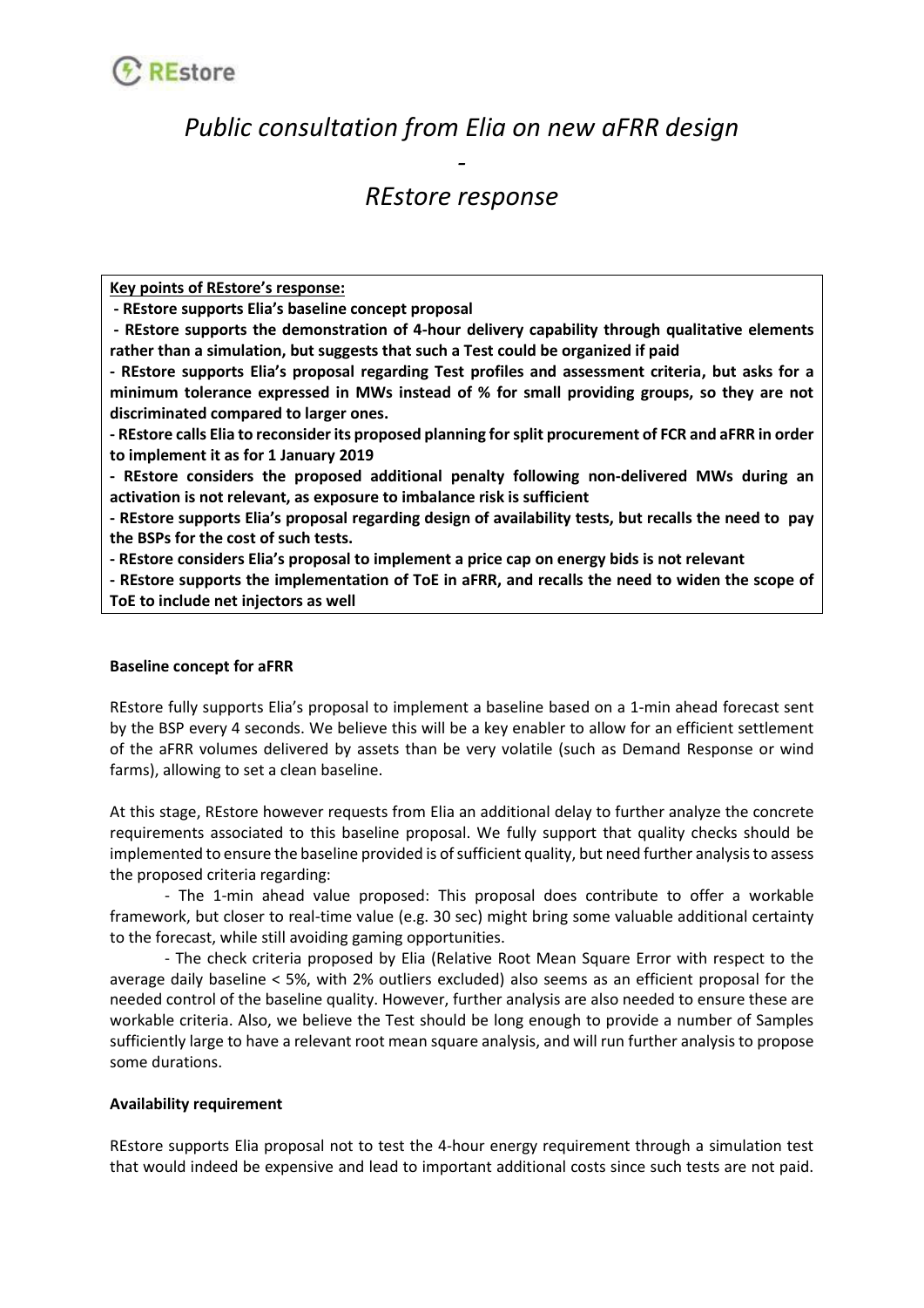# *Public consultation from Elia on new aFRR design*

*-*

# *REstore response*

**Key points of REstore's response:**

**- REstore supports Elia's baseline concept proposal**

**- REstore supports the demonstration of 4-hour delivery capability through qualitative elements rather than a simulation, but suggests that such a Test could be organized if paid**

**- REstore supports Elia's proposal regarding Test profiles and assessment criteria, but asks for a minimum tolerance expressed in MWs instead of % for small providing groups, so they are not discriminated compared to larger ones.**

**- REstore calls Elia to reconsider its proposed planning for split procurement of FCR and aFRR in order to implement it as for 1 January 2019**

**- REstore considers the proposed additional penalty following non-delivered MWs during an activation is not relevant, as exposure to imbalance risk is sufficient**

**- REstore supports Elia's proposal regarding design of availability tests, but recalls the need to pay the BSPs for the cost of such tests.**

**- REstore considers Elia's proposal to implement a price cap on energy bids is not relevant**

**- REstore supports the implementation of ToE in aFRR, and recalls the need to widen the scope of ToE to include net injectors as well**

**Baseline concept for aFRR**

REstore fully supports Elia's proposal to implement a baseline based on a 1-min ahead forecast sent by the BSP every 4 seconds. We believe this will be a key enabler to allow for an efficient settlement of the aFRR volumes delivered by assets than be very volatile (such as Demand Response or wind farms), allowing to set a clean baseline.

At this stage, REstore however requests from Elia an additional delay to further analyze the concrete requirements associated to this baseline proposal. We fully support that quality checks should be implemented to ensure the baseline provided is of sufficient quality, but need further analysis to assess the proposed criteria regarding:

- The 1-min ahead value proposed: This proposal does contribute to offer a workable framework, but closer to real-time value (e.g. 30 sec) might bring some valuable additional certainty to the forecast, while still avoiding gaming opportunities.

- The check criteria proposed by Elia (Relative Root Mean Square Error with respect to the average daily baseline < 5%, with 2% outliers excluded) also seems as an efficient proposal for the needed control of the baseline quality. However, further analysis are also needed to ensure these are workable criteria. Also, we believe the Test should be long enough to provide a number of Samples sufficiently large to have a relevant root mean square analysis, and will run further analysis to propose some durations.

**Availability requirement**

REstore supports Elia proposal not to test the 4-hour energy requirement through a simulation test that would indeed be expensive and lead to important additional costs since such tests are not paid.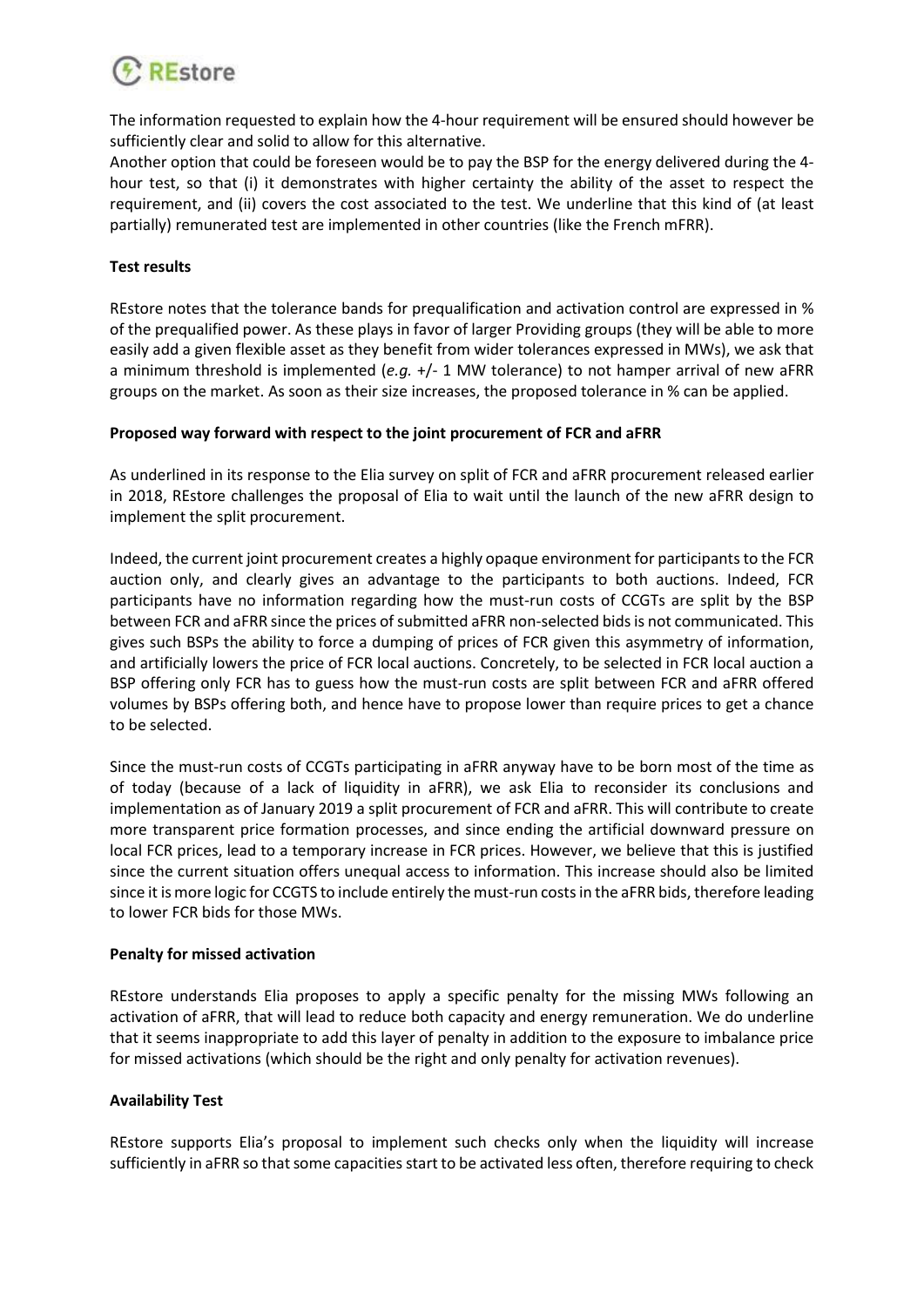The information requested to explain how the 4-hour requirement will be ensured should however be sufficiently clear and solid to allow for this alternative.
Another option that could be foreseen would be to pay the BSP for the energy delivered during the 4-hour test, so that (i) it demonstrates with higher certainty the ability of the asset to respect the requirement, and (ii) covers the cost associated to the test. We underline that this kind of (at least partially) remunerated test are implemented in other countries (like the French mFRR).

**Test results**

REstore notes that the tolerance bands for prequalification and activation control are expressed in % of the prequalified power. As these plays in favor of larger Providing groups (they will be able to more easily add a given flexible asset as they benefit from wider tolerances expressed in MWs), we ask that a minimum threshold is implemented (*e.g.* +/- 1 MW tolerance) to not hamper arrival of new aFRR groups on the market. As soon as their size increases, the proposed tolerance in % can be applied.

**Proposed way forward with respect to the joint procurement of FCR and aFRR**

As underlined in its response to the Elia survey on split of FCR and aFRR procurement released earlier in 2018, REstore challenges the proposal of Elia to wait until the launch of the new aFRR design to implement the split procurement.

Indeed, the current joint procurement creates a highly opaque environment for participants to the FCR auction only, and clearly gives an advantage to the participants to both auctions. Indeed, FCR participants have no information regarding how the must-run costs of CCGTs are split by the BSP between FCR and aFRR since the prices of submitted aFRR non-selected bids is not communicated. This gives such BSPs the ability to force a dumping of prices of FCR given this asymmetry of information, and artificially lowers the price of FCR local auctions. Concretely, to be selected in FCR local auction a BSP offering only FCR has to guess how the must-run costs are split between FCR and aFRR offered volumes by BSPs offering both, and hence have to propose lower than require prices to get a chance to be selected.

Since the must-run costs of CCGTs participating in aFRR anyway have to be born most of the time as of today (because of a lack of liquidity in aFRR), we ask Elia to reconsider its conclusions and implementation as of January 2019 a split procurement of FCR and aFRR. This will contribute to create more transparent price formation processes, and since ending the artificial downward pressure on local FCR prices, lead to a temporary increase in FCR prices. However, we believe that this is justified since the current situation offers unequal access to information. This increase should also be limited since it is more logic for CCGTS to include entirely the must-run costs in the aFRR bids, therefore leading to lower FCR bids for those MWs.

**Penalty for missed activation**

REstore understands Elia proposes to apply a specific penalty for the missing MWs following an activation of aFRR, that will lead to reduce both capacity and energy remuneration. We do underline that it seems inappropriate to add this layer of penalty in addition to the exposure to imbalance price for missed activations (which should be the right and only penalty for activation revenues).

**Availability Test**

REstore supports Elia's proposal to implement such checks only when the liquidity will increase sufficiently in aFRR so that some capacities start to be activated less often, therefore requiring to check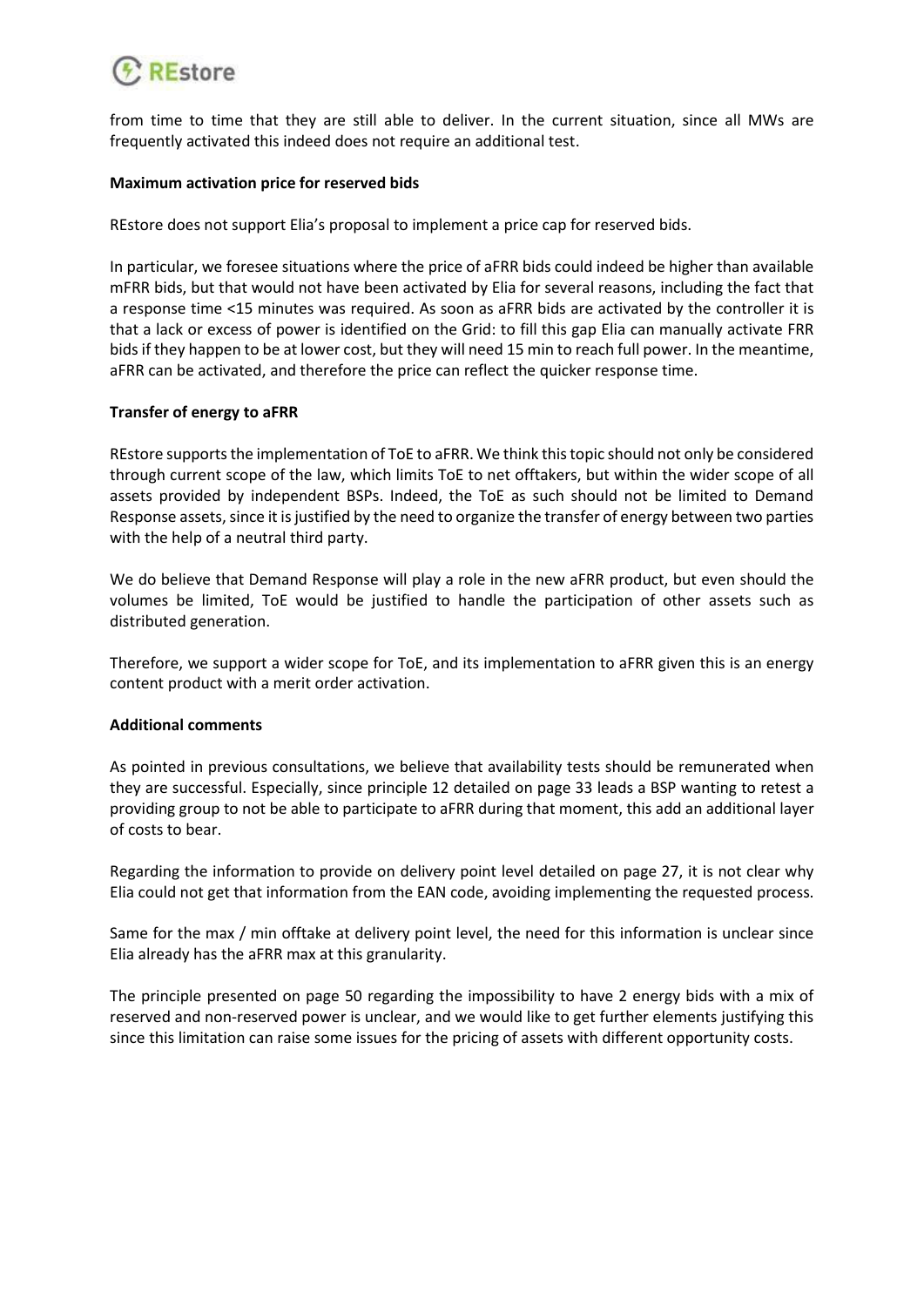from time to time that they are still able to deliver. In the current situation, since all MWs are frequently activated this indeed does not require an additional test.

**Maximum activation price for reserved bids**

REstore does not support Elia's proposal to implement a price cap for reserved bids.

In particular, we foresee situations where the price of aFRR bids could indeed be higher than available mFRR bids, but that would not have been activated by Elia for several reasons, including the fact that a response time <15 minutes was required. As soon as aFRR bids are activated by the controller it is that a lack or excess of power is identified on the Grid: to fill this gap Elia can manually activate FRR bids if they happen to be at lower cost, but they will need 15 min to reach full power. In the meantime, aFRR can be activated, and therefore the price can reflect the quicker response time.

**Transfer of energy to aFRR**

REstore supports the implementation of ToE to aFRR. We think this topic should not only be considered through current scope of the law, which limits ToE to net offtakers, but within the wider scope of all assets provided by independent BSPs. Indeed, the ToE as such should not be limited to Demand Response assets, since it is justified by the need to organize the transfer of energy between two parties with the help of a neutral third party.

We do believe that Demand Response will play a role in the new aFRR product, but even should the volumes be limited, ToE would be justified to handle the participation of other assets such as distributed generation.

Therefore, we support a wider scope for ToE, and its implementation to aFRR given this is an energy content product with a merit order activation.

**Additional comments**

As pointed in previous consultations, we believe that availability tests should be remunerated when they are successful. Especially, since principle 12 detailed on page 33 leads a BSP wanting to retest a providing group to not be able to participate to aFRR during that moment, this add an additional layer of costs to bear.

Regarding the information to provide on delivery point level detailed on page 27, it is not clear why Elia could not get that information from the EAN code, avoiding implementing the requested process.

Same for the max / min offtake at delivery point level, the need for this information is unclear since Elia already has the aFRR max at this granularity.

The principle presented on page 50 regarding the impossibility to have 2 energy bids with a mix of reserved and non-reserved power is unclear, and we would like to get further elements justifying this since this limitation can raise some issues for the pricing of assets with different opportunity costs.